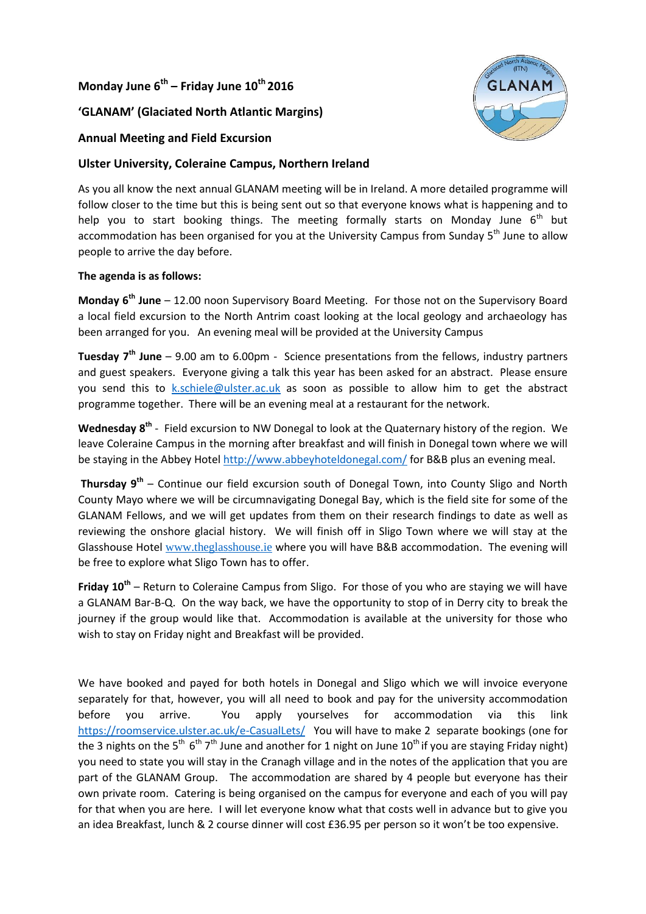**Monday June 6th – Friday June 10th 2016**

**'GLANAM' (Glaciated North Atlantic Margins)**

**Annual Meeting and Field Excursion**

**Ulster University, Coleraine Campus, Northern Ireland**

As you all know the next annual GLANAM meeting will be in Ireland. A more detailed programme will follow closer to the time but this is being sent out so that everyone knows what is happening and to help you to start booking things. The meeting formally starts on Monday June 6th but accommodation has been organised for you at the University Campus from Sunday 5th June to allow people to arrive the day before.

**The agenda is as follows:**

**Monday 6th June** – 12.00 noon Supervisory Board Meeting. For those not on the Supervisory Board a local field excursion to the North Antrim coast looking at the local geology and archaeology has been arranged for you. An evening meal will be provided at the University Campus

**Tuesday 7th June** – 9.00 am to 6.00pm - Science presentations from the fellows, industry partners and guest speakers. Everyone giving a talk this year has been asked for an abstract. Please ensure you send this to k.schiele@ulster.ac.uk as soon as possible to allow him to get the abstract programme together. There will be an evening meal at a restaurant for the network.

**Wednesday 8th** - Field excursion to NW Donegal to look at the Quaternary history of the region. We leave Coleraine Campus in the morning after breakfast and will finish in Donegal town where we will be staying in the Abbey Hotel http://www.abbeyhoteldonegal.com/ for B&B plus an evening meal.

**Thursday 9th** – Continue our field excursion south of Donegal Town, into County Sligo and North County Mayo where we will be circumnavigating Donegal Bay, which is the field site for some of the GLANAM Fellows, and we will get updates from them on their research findings to date as well as reviewing the onshore glacial history. We will finish off in Sligo Town where we will stay at the Glasshouse Hotel www.theglasshouse.ie where you will have B&B accommodation. The evening will be free to explore what Sligo Town has to offer.

**Friday 10th** – Return to Coleraine Campus from Sligo. For those of you who are staying we will have a GLANAM Bar-B-Q. On the way back, we have the opportunity to stop of in Derry city to break the journey if the group would like that. Accommodation is available at the university for those who wish to stay on Friday night and Breakfast will be provided.

We have booked and payed for both hotels in Donegal and Sligo which we will invoice everyone separately for that, however, you will all need to book and pay for the university accommodation before you arrive. You apply yourselves for accommodation via this link https://roomservice.ulster.ac.uk/e-CasualLets/ You will have to make 2 separate bookings (one for the 3 nights on the 5th 6th 7th June and another for 1 night on June 10th if you are staying Friday night) you need to state you will stay in the Cranagh village and in the notes of the application that you are part of the GLANAM Group. The accommodation are shared by 4 people but everyone has their own private room. Catering is being organised on the campus for everyone and each of you will pay for that when you are here. I will let everyone know what that costs well in advance but to give you an idea Breakfast, lunch & 2 course dinner will cost £36.95 per person so it won't be too expensive.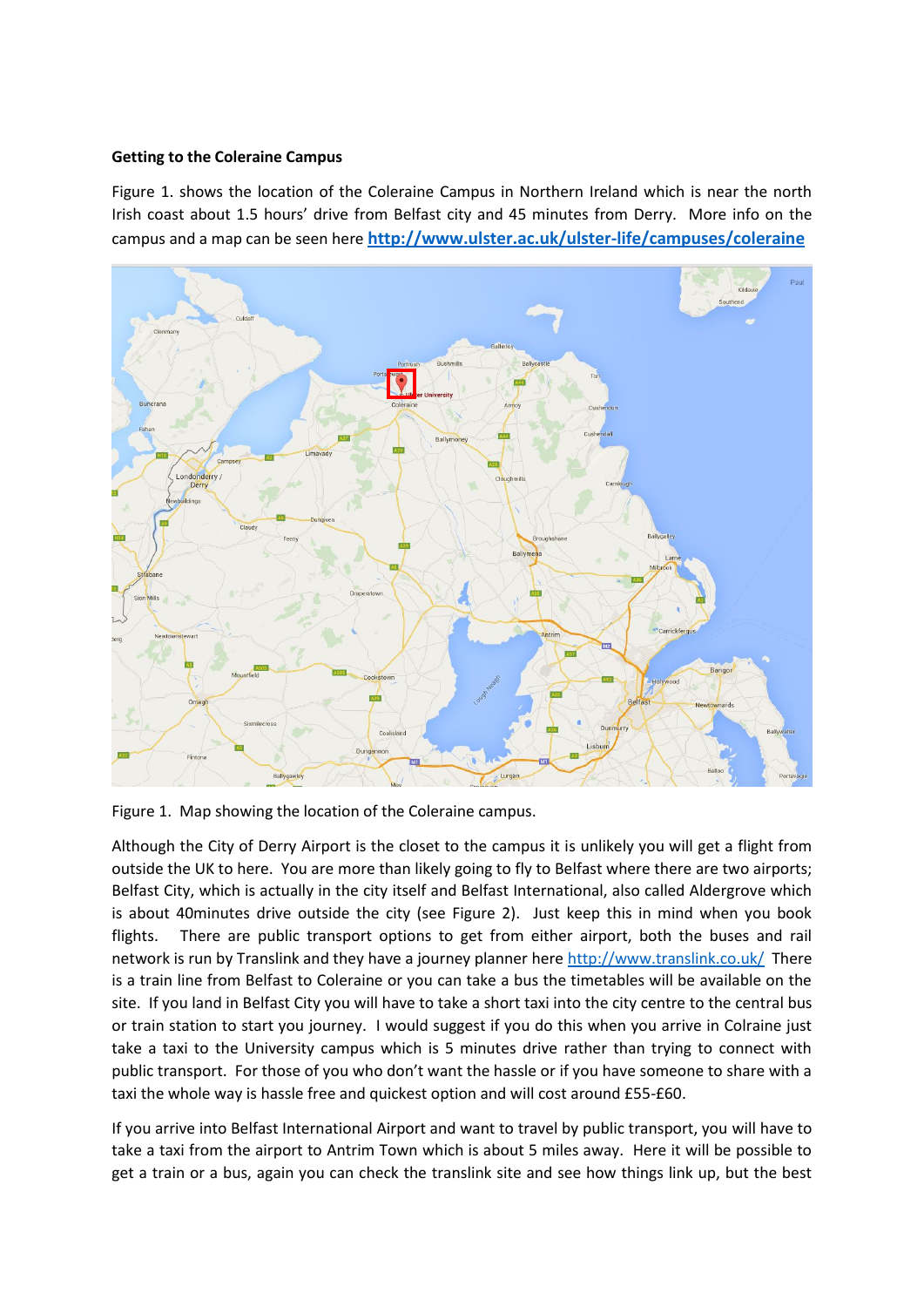**Getting to the Coleraine Campus**

Figure 1. shows the location of the Coleraine Campus in Northern Ireland which is near the north Irish coast about 1.5 hours' drive from Belfast city and 45 minutes from Derry. More info on the campus and a map can be seen here **http://www.ulster.ac.uk/ulster-life/campuses/coleraine**

Figure 1. Map showing the location of the Coleraine campus.

Although the City of Derry Airport is the closet to the campus it is unlikely you will get a flight from outside the UK to here. You are more than likely going to fly to Belfast where there are two airports; Belfast City, which is actually in the city itself and Belfast International, also called Aldergrove which is about 40minutes drive outside the city (see Figure 2). Just keep this in mind when you book flights. There are public transport options to get from either airport, both the buses and rail network is run by Translink and they have a journey planner here http://www.translink.co.uk/ There is a train line from Belfast to Coleraine or you can take a bus the timetables will be available on the site. If you land in Belfast City you will have to take a short taxi into the city centre to the central bus or train station to start you journey. I would suggest if you do this when you arrive in Colraine just take a taxi to the University campus which is 5 minutes drive rather than trying to connect with public transport. For those of you who don't want the hassle or if you have someone to share with a taxi the whole way is hassle free and quickest option and will cost around £55-£60.

If you arrive into Belfast International Airport and want to travel by public transport, you will have to take a taxi from the airport to Antrim Town which is about 5 miles away. Here it will be possible to get a train or a bus, again you can check the translink site and see how things link up, but the best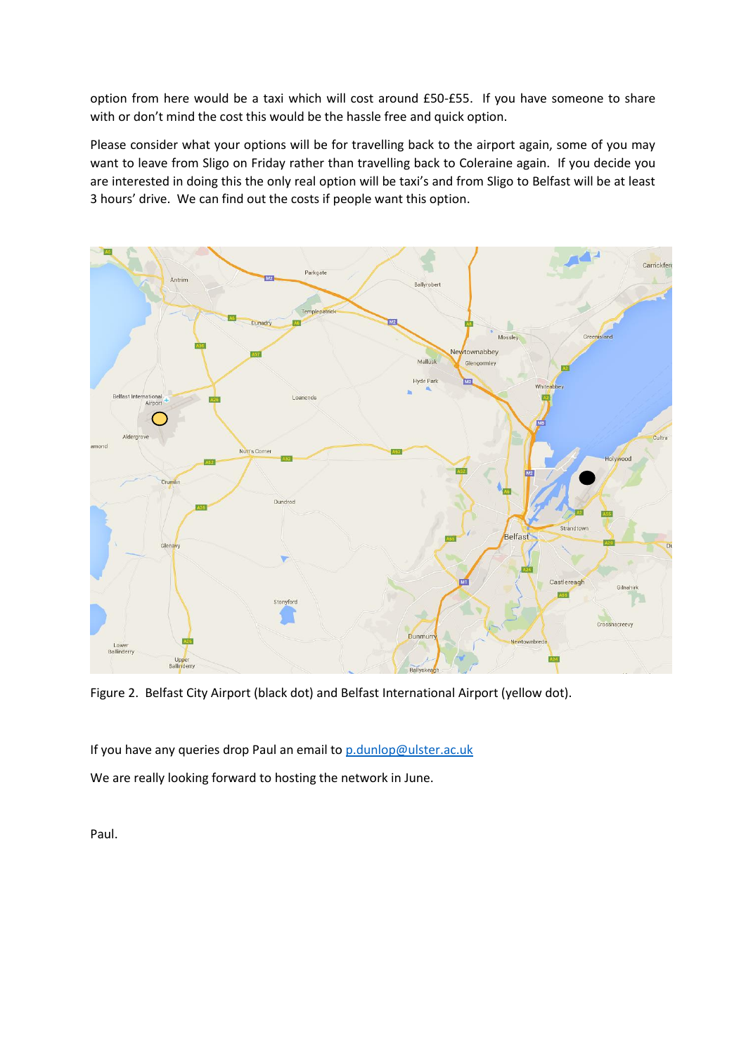option from here would be a taxi which will cost around £50-£55. If you have someone to share with or don't mind the cost this would be the hassle free and quick option.

Please consider what your options will be for travelling back to the airport again, some of you may want to leave from Sligo on Friday rather than travelling back to Coleraine again. If you decide you are interested in doing this the only real option will be taxi's and from Sligo to Belfast will be at least 3 hours' drive. We can find out the costs if people want this option.

Figure 2. Belfast City Airport (black dot) and Belfast International Airport (yellow dot).

If you have any queries drop Paul an email to p.dunlop@ulster.ac.uk

We are really looking forward to hosting the network in June.

Paul.